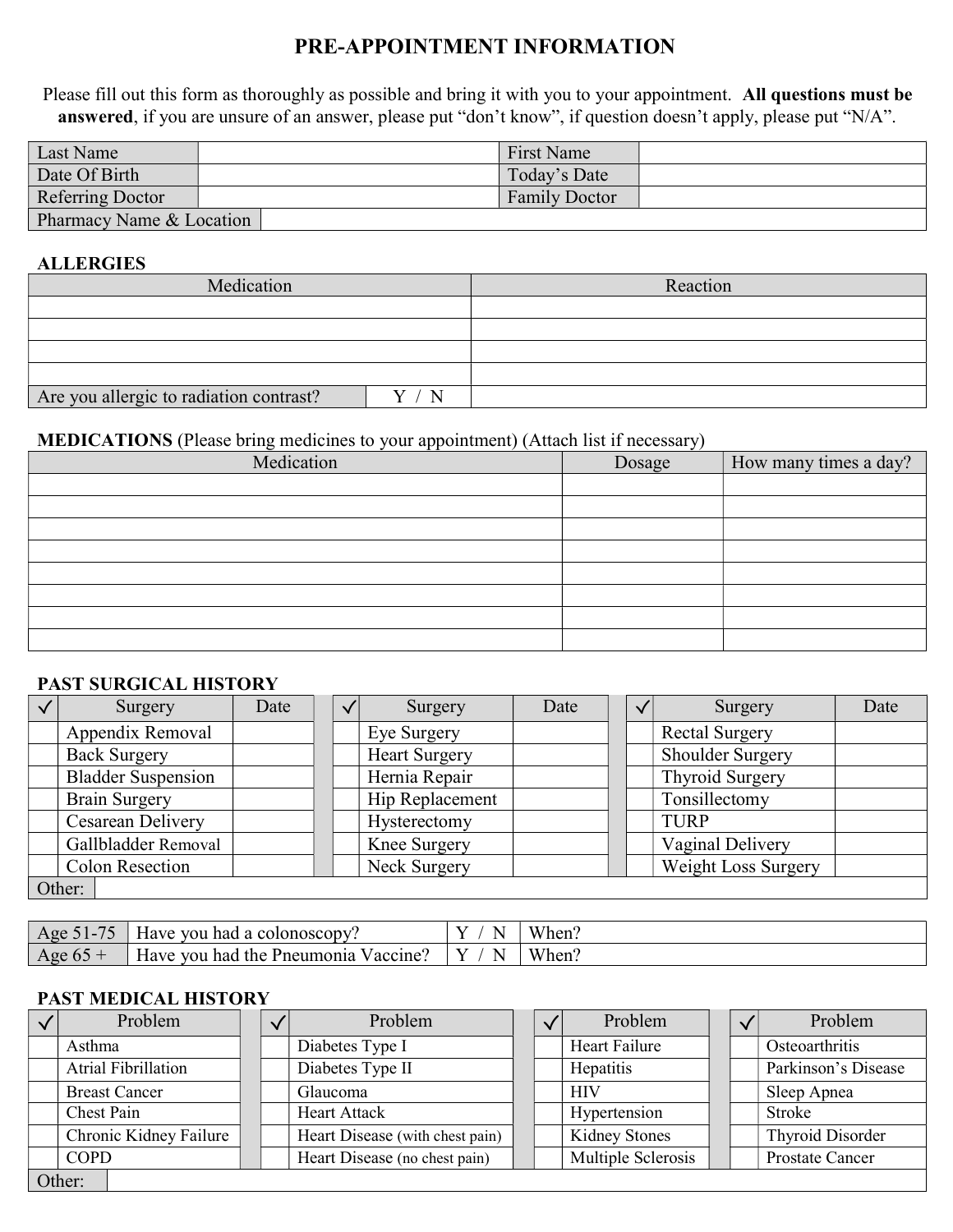# PRE-APPOINTMENT INFORMATION

Please fill out this form as thoroughly as possible and bring it with you to your appointment. **All questions must be answered**, if you are unsure of an answer, please put "don't know", if question doesn't apply, please put "N/A".

| Last Name | | First Name | |
|---|---|---|---|
| Date Of Birth | | Today's Date | |
| Referring Doctor | | Family Doctor | |
| Pharmacy Name & Location | | | |

**ALLERGIES**

| Medication | | Reaction |
|---|---|---|
| | | |
| | | |
| | | |
| | | |
| Are you allergic to radiation contrast? | Y / N | |

**MEDICATIONS** (Please bring medicines to your appointment) (Attach list if necessary)

| Medication | Dosage | How many times a day? |
|---|---|---|
| | | |
| | | |
| | | |
| | | |
| | | |
| | | |
| | | |
| | | |

**PAST SURGICAL HISTORY**

| ✓ | Surgery | Date | ✓ | Surgery | Date | ✓ | Surgery | Date |
|---|---|---|---|---|---|---|---|---|
| | Appendix Removal | | | Eye Surgery | | | Rectal Surgery | |
| | Back Surgery | | | Heart Surgery | | | Shoulder Surgery | |
| | Bladder Suspension | | | Hernia Repair | | | Thyroid Surgery | |
| | Brain Surgery | | | Hip Replacement | | | Tonsillectomy | |
| | Cesarean Delivery | | | Hysterectomy | | | TURP | |
| | Gallbladder Removal | | | Knee Surgery | | | Vaginal Delivery | |
| | Colon Resection | | | Neck Surgery | | | Weight Loss Surgery | |
| Other: | | | | | | | | |

| Age 51-75 | Have you had a colonoscopy? | Y / N | When? |
|---|---|---|---|
| Age 65 + | Have you had the Pneumonia Vaccine? | Y / N | When? |

**PAST MEDICAL HISTORY**

| ✓ | Problem | ✓ | Problem | ✓ | Problem | ✓ | Problem |
|---|---|---|---|---|---|---|---|
| | Asthma | | Diabetes Type I | | Heart Failure | | Osteoarthritis |
| | Atrial Fibrillation | | Diabetes Type II | | Hepatitis | | Parkinson's Disease |
| | Breast Cancer | | Glaucoma | | HIV | | Sleep Apnea |
| | Chest Pain | | Heart Attack | | Hypertension | | Stroke |
| | Chronic Kidney Failure | | Heart Disease (with chest pain) | | Kidney Stones | | Thyroid Disorder |
| | COPD | | Heart Disease (no chest pain) | | Multiple Sclerosis | | Prostate Cancer |
| Other: | | | | | | | |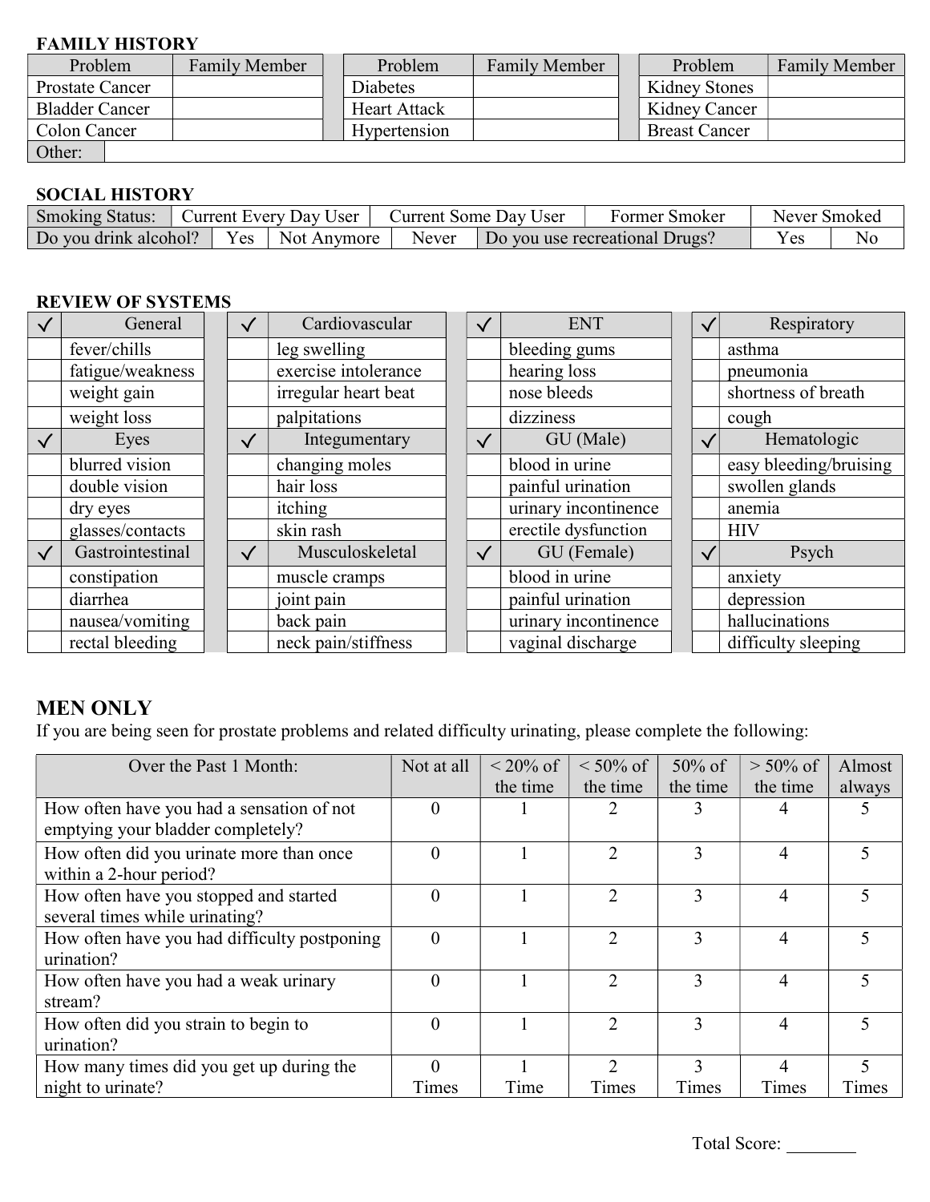## FAMILY HISTORY

| Problem | Family Member | Problem | Family Member | Problem | Family Member |
|---|---|---|---|---|---|
| Prostate Cancer | | Diabetes | | Kidney Stones | |
| Bladder Cancer | | Heart Attack | | Kidney Cancer | |
| Colon Cancer | | Hypertension | | Breast Cancer | |
| Other: | | | | | |

## SOCIAL HISTORY

| | | | | |
|---|---|---|---|---|
| Smoking Status: | Current Every Day User | Current Some Day User | Former Smoker | Never Smoked |

| | | | | | | |
|---|---|---|---|---|---|---|
| Do you drink alcohol? | Yes | Not Anymore | Never | Do you use recreational Drugs? | Yes | No |

## REVIEW OF SYSTEMS

| ✓ | General | ✓ | Cardiovascular | ✓ | ENT | ✓ | Respiratory |
|---|---|---|---|---|---|---|---|
| | fever/chills | | leg swelling | | bleeding gums | | asthma |
| | fatigue/weakness | | exercise intolerance | | hearing loss | | pneumonia |
| | weight gain | | irregular heart beat | | nose bleeds | | shortness of breath |
| | weight loss | | palpitations | | dizziness | | cough |
| ✓ | Eyes | ✓ | Integumentary | ✓ | GU (Male) | ✓ | Hematologic |
| | blurred vision | | changing moles | | blood in urine | | easy bleeding/bruising |
| | double vision | | hair loss | | painful urination | | swollen glands |
| | dry eyes | | itching | | urinary incontinence | | anemia |
| | glasses/contacts | | skin rash | | erectile dysfunction | | HIV |
| ✓ | Gastrointestinal | ✓ | Musculoskeletal | ✓ | GU (Female) | ✓ | Psych |
| | constipation | | muscle cramps | | blood in urine | | anxiety |
| | diarrhea | | joint pain | | painful urination | | depression |
| | nausea/vomiting | | back pain | | urinary incontinence | | hallucinations |
| | rectal bleeding | | neck pain/stiffness | | vaginal discharge | | difficulty sleeping |

## MEN ONLY

If you are being seen for prostate problems and related difficulty urinating, please complete the following:

| Over the Past 1 Month: | Not at all | < 20% of the time | < 50% of the time | 50% of the time | > 50% of the time | Almost always |
|---|---|---|---|---|---|---|
| How often have you had a sensation of not emptying your bladder completely? | 0 | 1 | 2 | 3 | 4 | 5 |
| How often did you urinate more than once within a 2-hour period? | 0 | 1 | 2 | 3 | 4 | 5 |
| How often have you stopped and started several times while urinating? | 0 | 1 | 2 | 3 | 4 | 5 |
| How often have you had difficulty postponing urination? | 0 | 1 | 2 | 3 | 4 | 5 |
| How often have you had a weak urinary stream? | 0 | 1 | 2 | 3 | 4 | 5 |
| How often did you strain to begin to urination? | 0 | 1 | 2 | 3 | 4 | 5 |
| How many times did you get up during the night to urinate? | 0 Times | 1 Time | 2 Times | 3 Times | 4 Times | 5 Times |

Total Score: ________